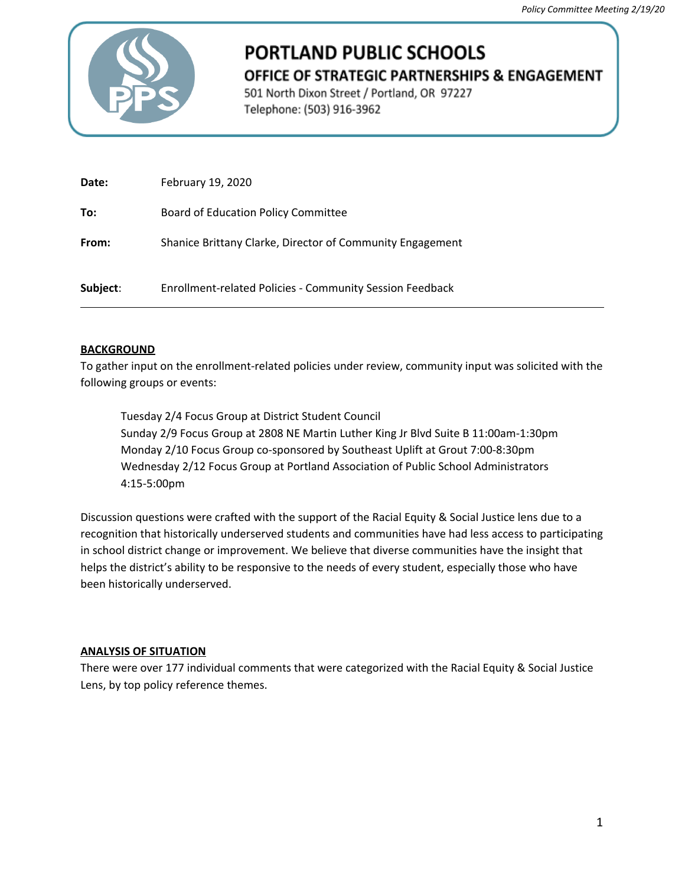# PORTLAND PUBLIC SCHOOLS

## OFFICE OF STRATEGIC PARTNERSHIPS & ENGAGEMENT

501 North Dixon Street / Portland, OR 97227
Telephone: (503) 916-3962

**Date:** February 19, 2020

**To:** Board of Education Policy Committee

**From:** Shanice Brittany Clarke, Director of Community Engagement

**Subject**: Enrollment-related Policies - Community Session Feedback

---

**BACKGROUND**

To gather input on the enrollment-related policies under review, community input was solicited with the following groups or events:

Tuesday 2/4 Focus Group at District Student Council
Sunday 2/9 Focus Group at 2808 NE Martin Luther King Jr Blvd Suite B 11:00am-1:30pm
Monday 2/10 Focus Group co-sponsored by Southeast Uplift at Grout 7:00-8:30pm
Wednesday 2/12 Focus Group at Portland Association of Public School Administrators 4:15-5:00pm

Discussion questions were crafted with the support of the Racial Equity & Social Justice lens due to a recognition that historically underserved students and communities have had less access to participating in school district change or improvement. We believe that diverse communities have the insight that helps the district's ability to be responsive to the needs of every student, especially those who have been historically underserved.

**ANALYSIS OF SITUATION**

There were over 177 individual comments that were categorized with the Racial Equity & Social Justice Lens, by top policy reference themes.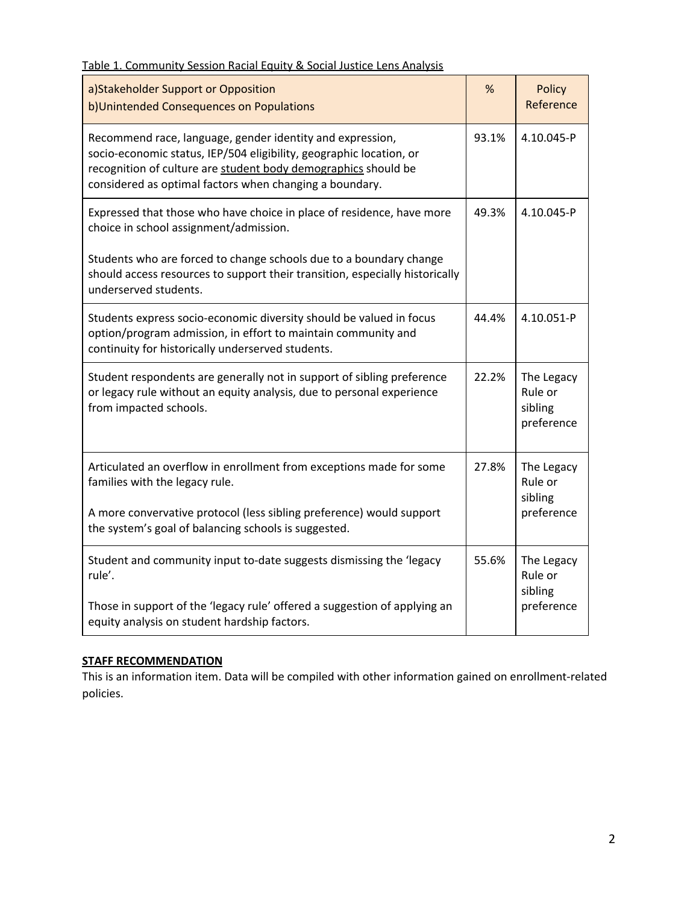Table 1. Community Session Racial Equity & Social Justice Lens Analysis

| a)Stakeholder Support or Opposition<br>b)Unintended Consequences on Populations | % | Policy Reference |
|---|---|---|
| Recommend race, language, gender identity and expression, socio-economic status, IEP/504 eligibility, geographic location, or recognition of culture are student body demographics should be considered as optimal factors when changing a boundary. | 93.1% | 4.10.045-P |
| Expressed that those who have choice in place of residence, have more choice in school assignment/admission.<br><br>Students who are forced to change schools due to a boundary change should access resources to support their transition, especially historically underserved students. | 49.3% | 4.10.045-P |
| Students express socio-economic diversity should be valued in focus option/program admission, in effort to maintain community and continuity for historically underserved students. | 44.4% | 4.10.051-P |
| Student respondents are generally not in support of sibling preference or legacy rule without an equity analysis, due to personal experience from impacted schools. | 22.2% | The Legacy Rule or sibling preference |
| Articulated an overflow in enrollment from exceptions made for some families with the legacy rule.<br><br>A more convervative protocol (less sibling preference) would support the system's goal of balancing schools is suggested. | 27.8% | The Legacy Rule or sibling preference |
| Student and community input to-date suggests dismissing the 'legacy rule'.<br><br>Those in support of the 'legacy rule' offered a suggestion of applying an equity analysis on student hardship factors. | 55.6% | The Legacy Rule or sibling preference |

**STAFF RECOMMENDATION**

This is an information item. Data will be compiled with other information gained on enrollment-related policies.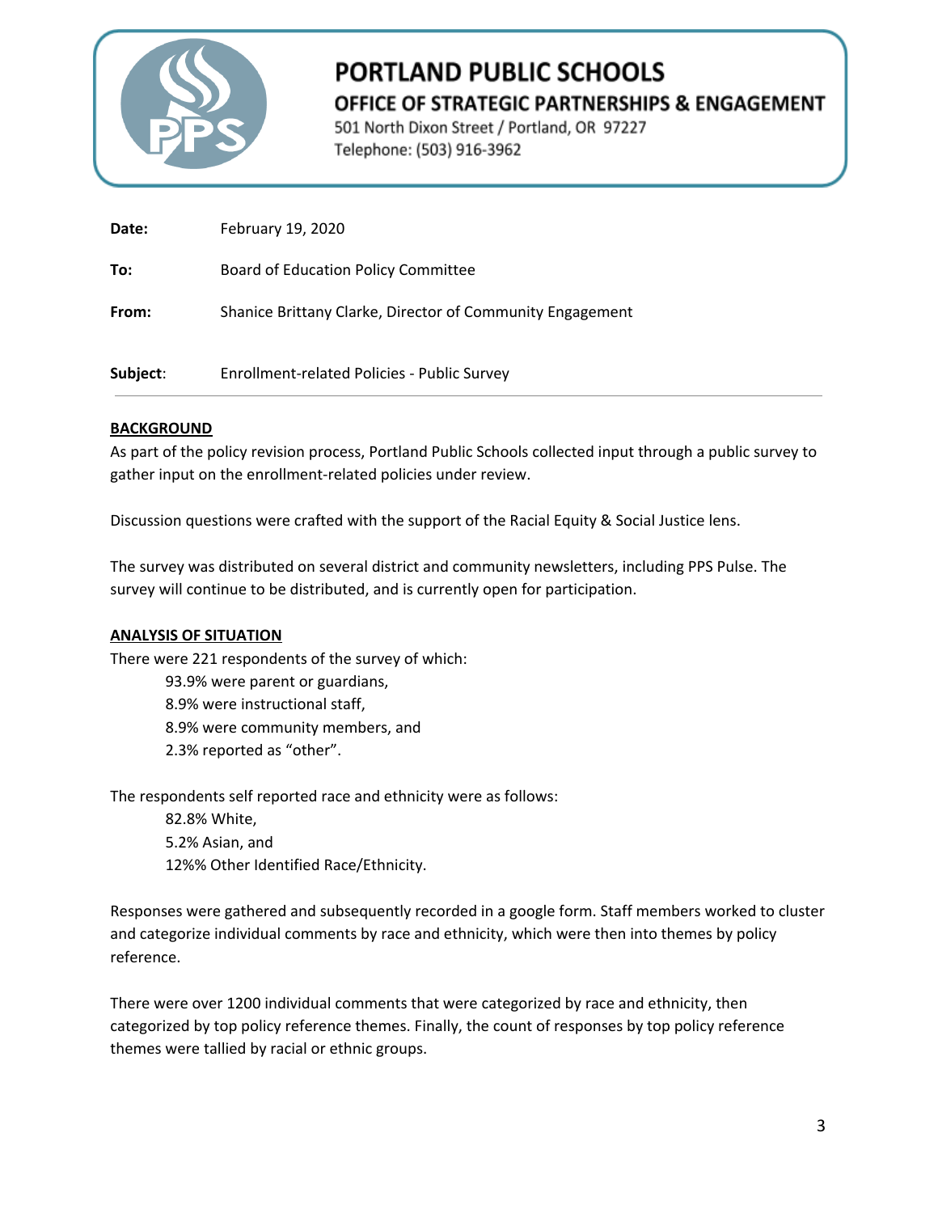# PORTLAND PUBLIC SCHOOLS

## OFFICE OF STRATEGIC PARTNERSHIPS & ENGAGEMENT

501 North Dixon Street / Portland, OR 97227
Telephone: (503) 916-3962

**Date:** February 19, 2020

**To:** Board of Education Policy Committee

**From:** Shanice Brittany Clarke, Director of Community Engagement

**Subject**: Enrollment-related Policies - Public Survey

---

**BACKGROUND**

As part of the policy revision process, Portland Public Schools collected input through a public survey to gather input on the enrollment-related policies under review.

Discussion questions were crafted with the support of the Racial Equity & Social Justice lens.

The survey was distributed on several district and community newsletters, including PPS Pulse. The survey will continue to be distributed, and is currently open for participation.

**ANALYSIS OF SITUATION**

There were 221 respondents of the survey of which:

- 93.9% were parent or guardians,
- 8.9% were instructional staff,
- 8.9% were community members, and
- 2.3% reported as "other".

The respondents self reported race and ethnicity were as follows:

- 82.8% White,
- 5.2% Asian, and
- 12%% Other Identified Race/Ethnicity.

Responses were gathered and subsequently recorded in a google form. Staff members worked to cluster and categorize individual comments by race and ethnicity, which were then into themes by policy reference.

There were over 1200 individual comments that were categorized by race and ethnicity, then categorized by top policy reference themes. Finally, the count of responses by top policy reference themes were tallied by racial or ethnic groups.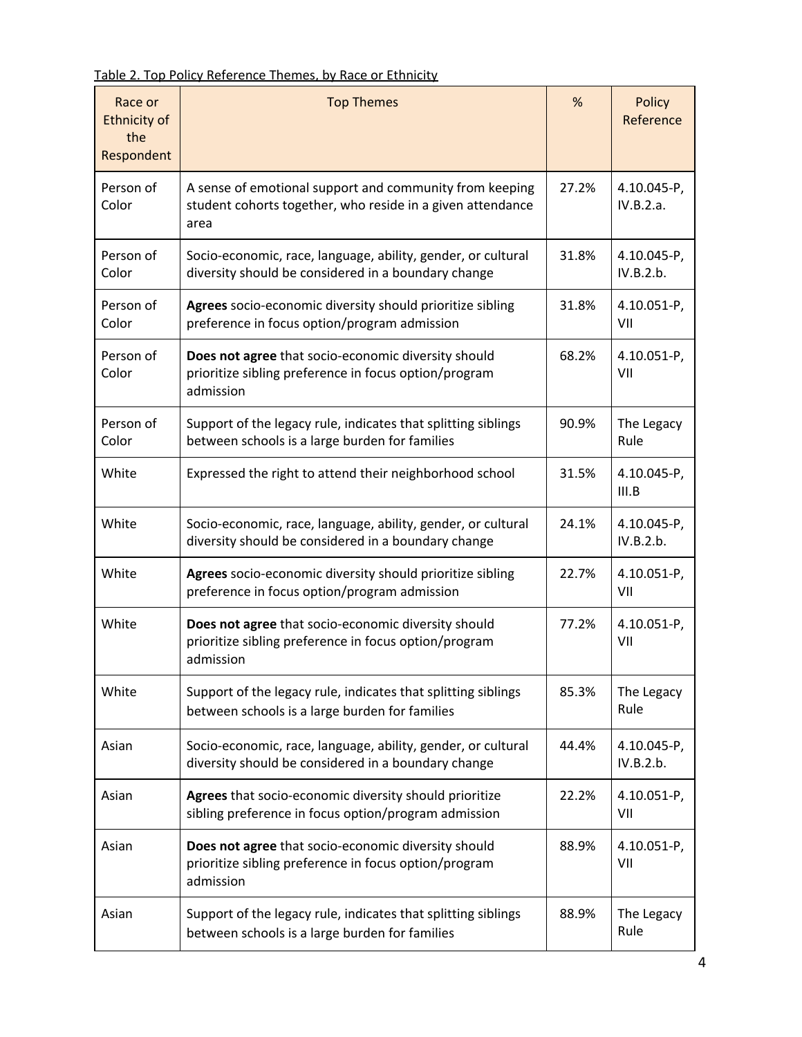Table 2. Top Policy Reference Themes, by Race or Ethnicity

| Race or Ethnicity of the Respondent | Top Themes | % | Policy Reference |
|---|---|---|---|
| Person of Color | A sense of emotional support and community from keeping student cohorts together, who reside in a given attendance area | 27.2% | 4.10.045-P, IV.B.2.a. |
| Person of Color | Socio-economic, race, language, ability, gender, or cultural diversity should be considered in a boundary change | 31.8% | 4.10.045-P, IV.B.2.b. |
| Person of Color | **Agrees** socio-economic diversity should prioritize sibling preference in focus option/program admission | 31.8% | 4.10.051-P, VII |
| Person of Color | **Does not agree** that socio-economic diversity should prioritize sibling preference in focus option/program admission | 68.2% | 4.10.051-P, VII |
| Person of Color | Support of the legacy rule, indicates that splitting siblings between schools is a large burden for families | 90.9% | The Legacy Rule |
| White | Expressed the right to attend their neighborhood school | 31.5% | 4.10.045-P, III.B |
| White | Socio-economic, race, language, ability, gender, or cultural diversity should be considered in a boundary change | 24.1% | 4.10.045-P, IV.B.2.b. |
| White | **Agrees** socio-economic diversity should prioritize sibling preference in focus option/program admission | 22.7% | 4.10.051-P, VII |
| White | **Does not agree** that socio-economic diversity should prioritize sibling preference in focus option/program admission | 77.2% | 4.10.051-P, VII |
| White | Support of the legacy rule, indicates that splitting siblings between schools is a large burden for families | 85.3% | The Legacy Rule |
| Asian | Socio-economic, race, language, ability, gender, or cultural diversity should be considered in a boundary change | 44.4% | 4.10.045-P, IV.B.2.b. |
| Asian | **Agrees** that socio-economic diversity should prioritize sibling preference in focus option/program admission | 22.2% | 4.10.051-P, VII |
| Asian | **Does not agree** that socio-economic diversity should prioritize sibling preference in focus option/program admission | 88.9% | 4.10.051-P, VII |
| Asian | Support of the legacy rule, indicates that splitting siblings between schools is a large burden for families | 88.9% | The Legacy Rule |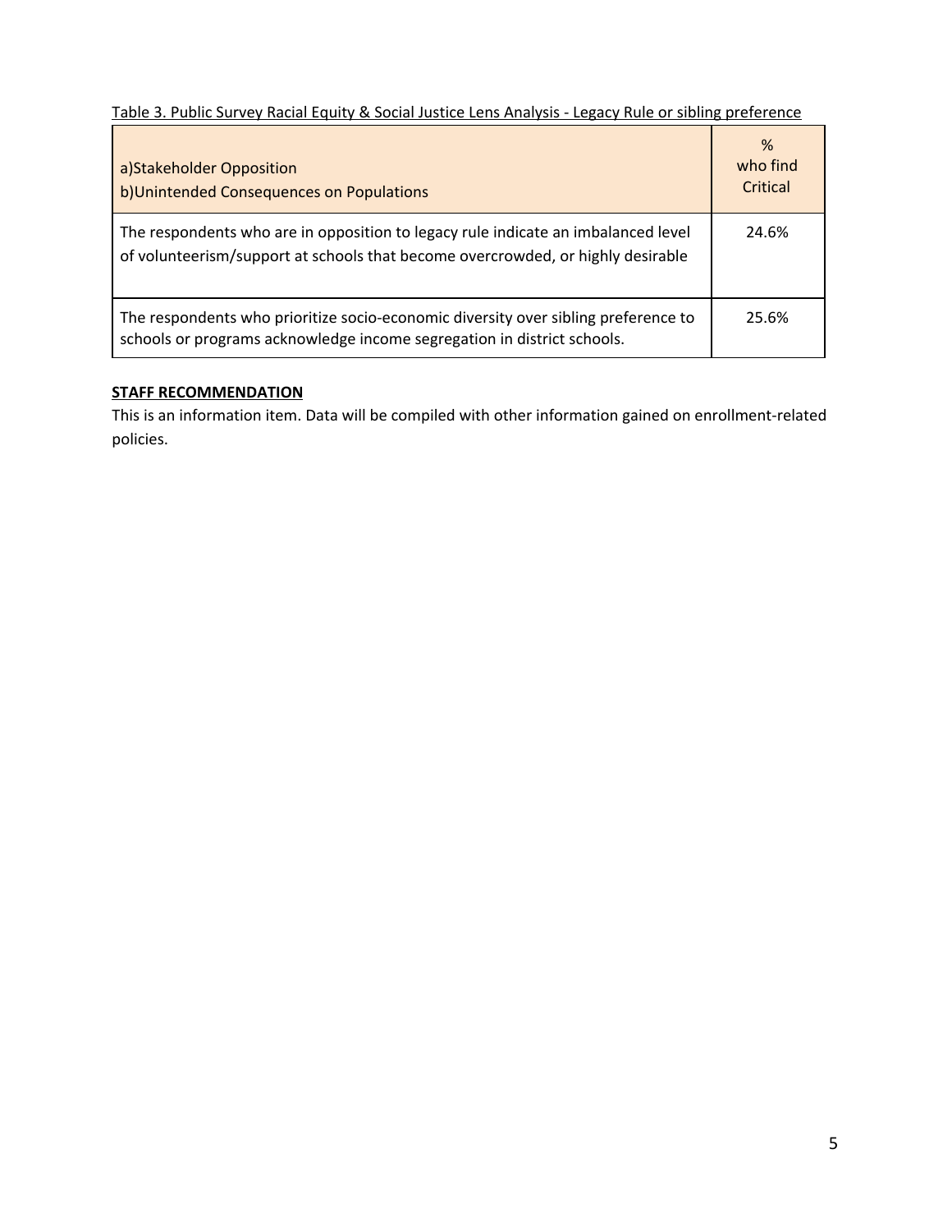Table 3. Public Survey Racial Equity & Social Justice Lens Analysis - Legacy Rule or sibling preference

| a)Stakeholder Opposition<br>b)Unintended Consequences on Populations | % who find Critical |
|---|---|
| The respondents who are in opposition to legacy rule indicate an imbalanced level of volunteerism/support at schools that become overcrowded, or highly desirable | 24.6% |
| The respondents who prioritize socio-economic diversity over sibling preference to schools or programs acknowledge income segregation in district schools. | 25.6% |

**STAFF RECOMMENDATION**

This is an information item. Data will be compiled with other information gained on enrollment-related policies.